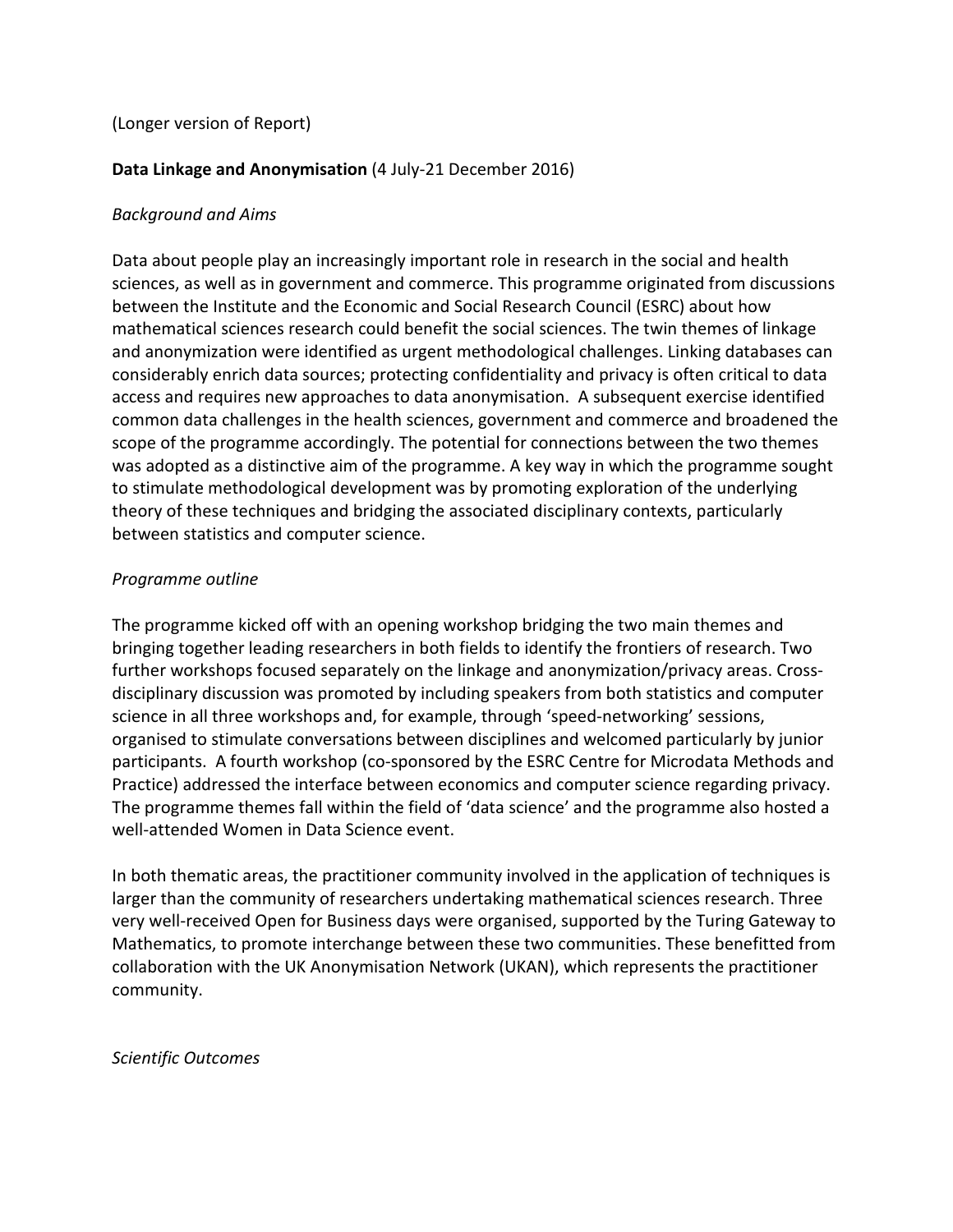(Longer version of Report)

**Data Linkage and Anonymisation** (4 July-21 December 2016)

*Background and Aims*

Data about people play an increasingly important role in research in the social and health sciences, as well as in government and commerce. This programme originated from discussions between the Institute and the Economic and Social Research Council (ESRC) about how mathematical sciences research could benefit the social sciences. The twin themes of linkage and anonymization were identified as urgent methodological challenges. Linking databases can considerably enrich data sources; protecting confidentiality and privacy is often critical to data access and requires new approaches to data anonymisation. A subsequent exercise identified common data challenges in the health sciences, government and commerce and broadened the scope of the programme accordingly. The potential for connections between the two themes was adopted as a distinctive aim of the programme. A key way in which the programme sought to stimulate methodological development was by promoting exploration of the underlying theory of these techniques and bridging the associated disciplinary contexts, particularly between statistics and computer science.

*Programme outline*

The programme kicked off with an opening workshop bridging the two main themes and bringing together leading researchers in both fields to identify the frontiers of research. Two further workshops focused separately on the linkage and anonymization/privacy areas. Cross-disciplinary discussion was promoted by including speakers from both statistics and computer science in all three workshops and, for example, through 'speed-networking' sessions, organised to stimulate conversations between disciplines and welcomed particularly by junior participants. A fourth workshop (co-sponsored by the ESRC Centre for Microdata Methods and Practice) addressed the interface between economics and computer science regarding privacy. The programme themes fall within the field of 'data science' and the programme also hosted a well-attended Women in Data Science event.

In both thematic areas, the practitioner community involved in the application of techniques is larger than the community of researchers undertaking mathematical sciences research. Three very well-received Open for Business days were organised, supported by the Turing Gateway to Mathematics, to promote interchange between these two communities. These benefitted from collaboration with the UK Anonymisation Network (UKAN), which represents the practitioner community.

*Scientific Outcomes*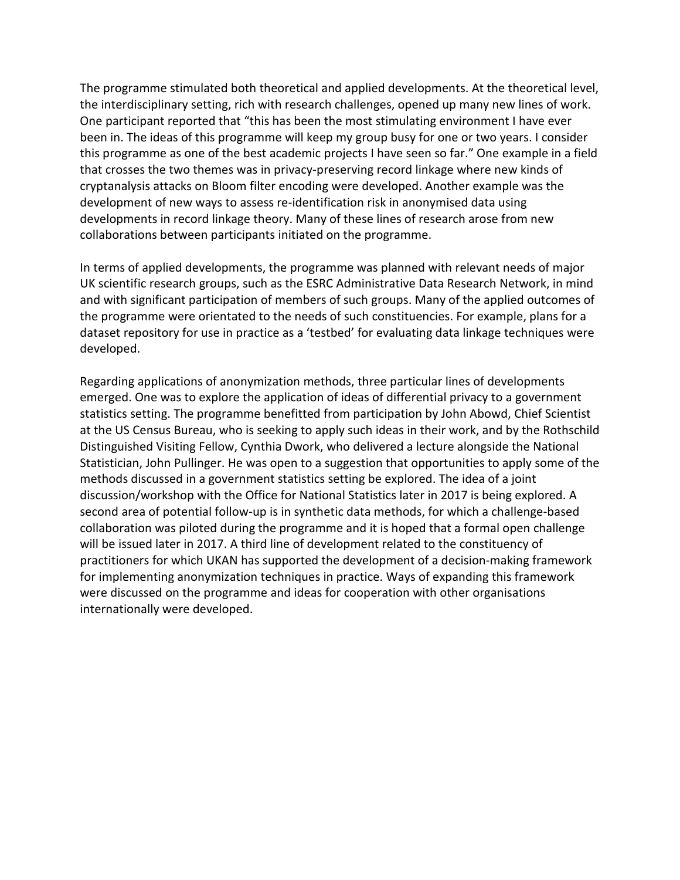The programme stimulated both theoretical and applied developments. At the theoretical level, the interdisciplinary setting, rich with research challenges, opened up many new lines of work. One participant reported that "this has been the most stimulating environment I have ever been in. The ideas of this programme will keep my group busy for one or two years. I consider this programme as one of the best academic projects I have seen so far." One example in a field that crosses the two themes was in privacy-preserving record linkage where new kinds of cryptanalysis attacks on Bloom filter encoding were developed. Another example was the development of new ways to assess re-identification risk in anonymised data using developments in record linkage theory. Many of these lines of research arose from new collaborations between participants initiated on the programme.

In terms of applied developments, the programme was planned with relevant needs of major UK scientific research groups, such as the ESRC Administrative Data Research Network, in mind and with significant participation of members of such groups. Many of the applied outcomes of the programme were orientated to the needs of such constituencies. For example, plans for a dataset repository for use in practice as a 'testbed' for evaluating data linkage techniques were developed.

Regarding applications of anonymization methods, three particular lines of developments emerged. One was to explore the application of ideas of differential privacy to a government statistics setting. The programme benefitted from participation by John Abowd, Chief Scientist at the US Census Bureau, who is seeking to apply such ideas in their work, and by the Rothschild Distinguished Visiting Fellow, Cynthia Dwork, who delivered a lecture alongside the National Statistician, John Pullinger. He was open to a suggestion that opportunities to apply some of the methods discussed in a government statistics setting be explored. The idea of a joint discussion/workshop with the Office for National Statistics later in 2017 is being explored. A second area of potential follow-up is in synthetic data methods, for which a challenge-based collaboration was piloted during the programme and it is hoped that a formal open challenge will be issued later in 2017. A third line of development related to the constituency of practitioners for which UKAN has supported the development of a decision-making framework for implementing anonymization techniques in practice. Ways of expanding this framework were discussed on the programme and ideas for cooperation with other organisations internationally were developed.